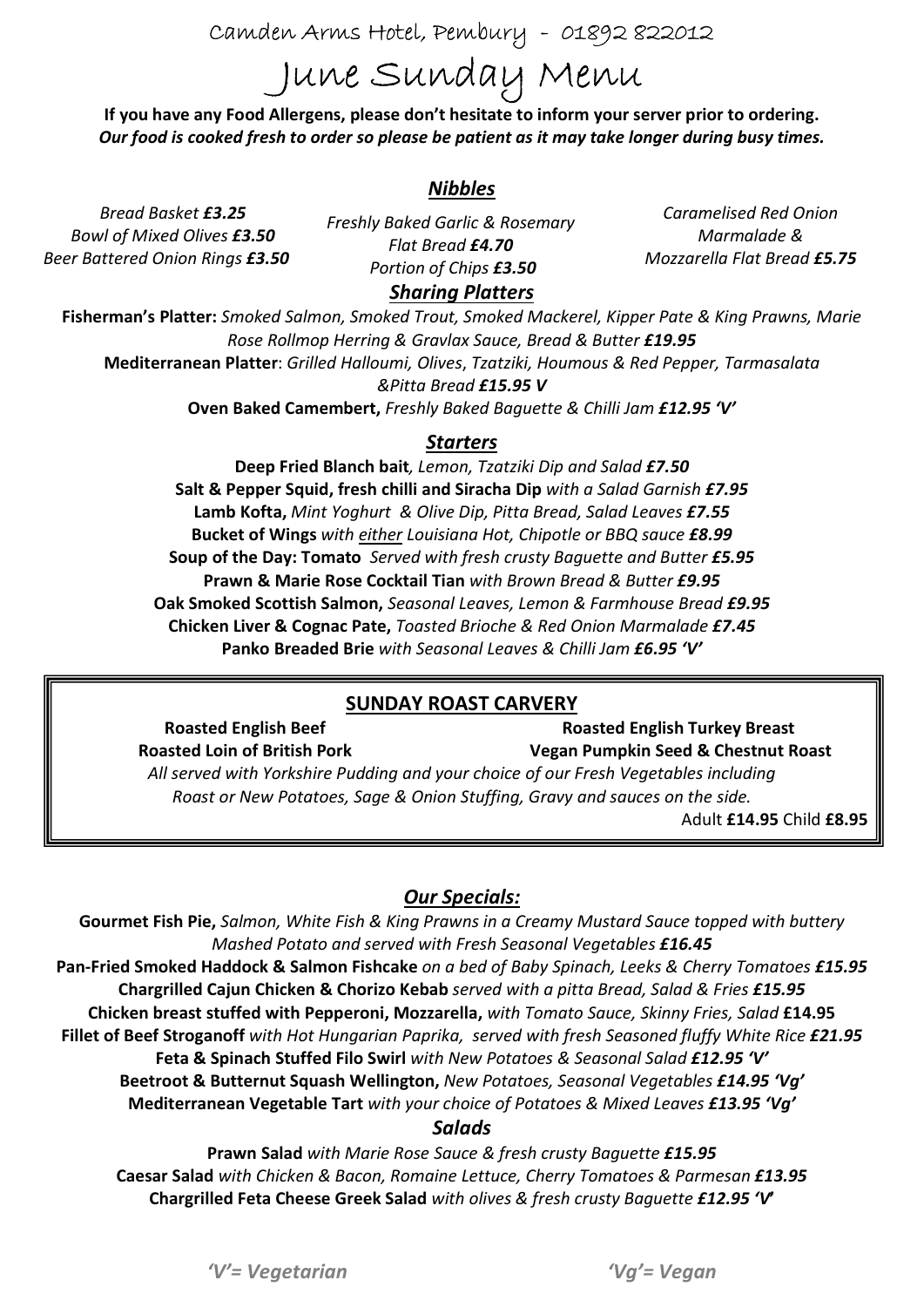Camden Arms Hotel, Pembury - 01892 822012

# June Sunday Menu

**If you have any Food Allergens, please don't hesitate to inform your server prior to ordering.**
***Our food is cooked fresh to order so please be patient as it may take longer during busy times.***

## *Nibbles*

*Bread Basket **£3.25***
*Bowl of Mixed Olives **£3.50***
*Beer Battered Onion Rings **£3.50***

*Freshly Baked Garlic & Rosemary Flat Bread **£4.70***
*Portion of Chips **£3.50***

*Caramelised Red Onion Marmalade & Mozzarella Flat Bread **£5.75***

## *Sharing Platters*

**Fisherman's Platter:** *Smoked Salmon, Smoked Trout, Smoked Mackerel, Kipper Pate & King Prawns, Marie Rose Rollmop Herring & Gravlax Sauce, Bread & Butter **£19.95***

**Mediterranean Platter**: *Grilled Halloumi, Olives, Tzatziki, Houmous & Red Pepper, Tarmasalata &Pitta Bread **£15.95 V***

**Oven Baked Camembert,** *Freshly Baked Baguette & Chilli Jam **£12.95 'V'***

## *Starters*

**Deep Fried Blanch bait***, Lemon, Tzatziki Dip and Salad **£7.50***
**Salt & Pepper Squid, fresh chilli and Siracha Dip** *with a Salad Garnish **£7.95***
**Lamb Kofta,** *Mint Yoghurt & Olive Dip, Pitta Bread, Salad Leaves **£7.55***
**Bucket of Wings** *with <u>either</u> Louisiana Hot, Chipotle or BBQ sauce **£8.99***
**Soup of the Day: Tomato** *Served with fresh crusty Baguette and Butter **£5.95***
**Prawn & Marie Rose Cocktail Tian** *with Brown Bread & Butter **£9.95***
**Oak Smoked Scottish Salmon,** *Seasonal Leaves, Lemon & Farmhouse Bread **£9.95***
**Chicken Liver & Cognac Pate,** *Toasted Brioche & Red Onion Marmalade **£7.45***
**Panko Breaded Brie** *with Seasonal Leaves & Chilli Jam **£6.95 'V'***

## SUNDAY ROAST CARVERY

**Roasted English Beef**
**Roasted Loin of British Pork**
**Roasted English Turkey Breast**
**Vegan Pumpkin Seed & Chestnut Roast**

*All served with Yorkshire Pudding and your choice of our Fresh Vegetables including Roast or New Potatoes, Sage & Onion Stuffing, Gravy and sauces on the side.*

Adult **£14.95** Child **£8.95**

## *Our Specials:*

**Gourmet Fish Pie,** *Salmon, White Fish & King Prawns in a Creamy Mustard Sauce topped with buttery Mashed Potato and served with Fresh Seasonal Vegetables **£16.45***
**Pan-Fried Smoked Haddock & Salmon Fishcake** *on a bed of Baby Spinach, Leeks & Cherry Tomatoes **£15.95***
**Chargrilled Cajun Chicken & Chorizo Kebab** *served with a pitta Bread, Salad & Fries **£15.95***
**Chicken breast stuffed with Pepperoni, Mozzarella,** *with Tomato Sauce, Skinny Fries, Salad* **£14.95**
**Fillet of Beef Stroganoff** *with Hot Hungarian Paprika, served with fresh Seasoned fluffy White Rice **£21.95***
**Feta & Spinach Stuffed Filo Swirl** *with New Potatoes & Seasonal Salad **£12.95 'V'***
**Beetroot & Butternut Squash Wellington,** *New Potatoes, Seasonal Vegetables **£14.95 'Vg'***
**Mediterranean Vegetable Tart** *with your choice of Potatoes & Mixed Leaves **£13.95 'Vg'***

## *Salads*

**Prawn Salad** *with Marie Rose Sauce & fresh crusty Baguette **£15.95***
**Caesar Salad** *with Chicken & Bacon, Romaine Lettuce, Cherry Tomatoes & Parmesan **£13.95***
**Chargrilled Feta Cheese Greek Salad** *with olives & fresh crusty Baguette **£12.95 'V'***

*'V'= Vegetarian* *'Vg'= Vegan*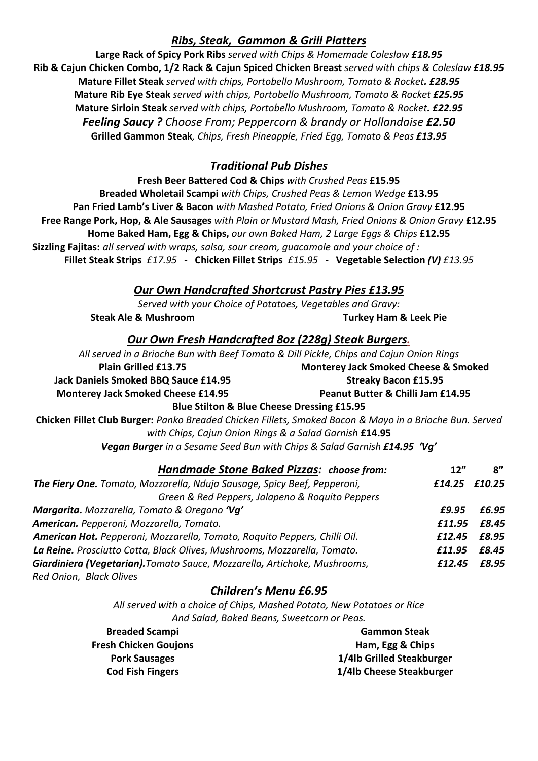## *Ribs, Steak, Gammon & Grill Platters*

**Large Rack of Spicy Pork Ribs** *served with Chips & Homemade Coleslaw* ***£18.95***

**Rib & Cajun Chicken Combo, 1/2 Rack & Cajun Spiced Chicken Breast** *served with chips & Coleslaw* ***£18.95***

**Mature Fillet Steak** *served with chips, Portobello Mushroom, Tomato & Rocket.* ***£28.95***

**Mature Rib Eye Steak** *served with chips, Portobello Mushroom, Tomato & Rocket* ***£25.95***

**Mature Sirloin Steak** *served with chips, Portobello Mushroom, Tomato & Rocket.* ***£22.95***

***Feeling Saucy ?*** *Choose From; Peppercorn & brandy or Hollandaise* ***£2.50***

**Grilled Gammon Steak***, Chips, Fresh Pineapple, Fried Egg, Tomato & Peas* ***£13.95***

## *Traditional Pub Dishes*

**Fresh Beer Battered Cod & Chips** *with Crushed Peas* **£15.95**

**Breaded Wholetail Scampi** *with Chips, Crushed Peas & Lemon Wedge* **£13.95**

**Pan Fried Lamb's Liver & Bacon** *with Mashed Potato, Fried Onions & Onion Gravy* **£12.95**

**Free Range Pork, Hop, & Ale Sausages** *with Plain or Mustard Mash, Fried Onions & Onion Gravy* **£12.95**

**Home Baked Ham, Egg & Chips,** *our own Baked Ham, 2 Large Eggs & Chips* **£12.95**

**Sizzling Fajitas:** *all served with wraps, salsa, sour cream, guacamole and your choice of :*

**Fillet Steak Strips** *£17.95* **- Chicken Fillet Strips** *£15.95* **- Vegetable Selection** ***(V)*** *£13.95*

## *Our Own Handcrafted Shortcrust Pastry Pies £13.95*

*Served with your Choice of Potatoes, Vegetables and Gravy:*

**Steak Ale & Mushroom**

**Turkey Ham & Leek Pie**

## *Our Own Fresh Handcrafted 8oz (228g) Steak Burgers.*

*All served in a Brioche Bun with Beef Tomato & Dill Pickle, Chips and Cajun Onion Rings*

**Plain Grilled £13.75**

**Jack Daniels Smoked BBQ Sauce £14.95**

**Monterey Jack Smoked Cheese £14.95**

**Monterey Jack Smoked Cheese & Smoked Streaky Bacon £15.95**

**Peanut Butter & Chilli Jam £14.95**

**Blue Stilton & Blue Cheese Dressing £15.95**

**Chicken Fillet Club Burger:** *Panko Breaded Chicken Fillets, Smoked Bacon & Mayo in a Brioche Bun. Served with Chips, Cajun Onion Rings & a Salad Garnish* **£14.95**

***Vegan Burger*** *in a Sesame Seed Bun with Chips & Salad Garnish* ***£14.95 'Vg'***

| ***Handmade Stone Baked Pizzas:*** *choose from:* | **12"** | **8"** |
|---|---|---|
| ***The Fiery One.*** *Tomato, Mozzarella, Nduja Sausage, Spicy Beef, Pepperoni, Green & Red Peppers, Jalapeno & Roquito Peppers* | ***£14.25*** | ***£10.25*** |
| ***Margarita.*** *Mozzarella, Tomato & Oregano* ***'Vg'*** | ***£9.95*** | ***£6.95*** |
| ***American.*** *Pepperoni, Mozzarella, Tomato.* | ***£11.95*** | ***£8.45*** |
| ***American Hot.*** *Pepperoni, Mozzarella, Tomato, Roquito Peppers, Chilli Oil.* | ***£12.45*** | ***£8.95*** |
| ***La Reine.*** *Prosciutto Cotta, Black Olives, Mushrooms, Mozzarella, Tomato.* | ***£11.95*** | ***£8.45*** |
| ***Giardiniera (Vegetarian).*** *Tomato Sauce, Mozzarella, Artichoke, Mushrooms, Red Onion, Black Olives* | ***£12.45*** | ***£8.95*** |

## *Children's Menu £6.95*

*All served with a choice of Chips, Mashed Potato, New Potatoes or Rice*
*And Salad, Baked Beans, Sweetcorn or Peas.*

**Breaded Scampi**

**Fresh Chicken Goujons**

**Pork Sausages**

**Cod Fish Fingers**

**Gammon Steak**

**Ham, Egg & Chips**

**1/4lb Grilled Steakburger**

**1/4lb Cheese Steakburger**